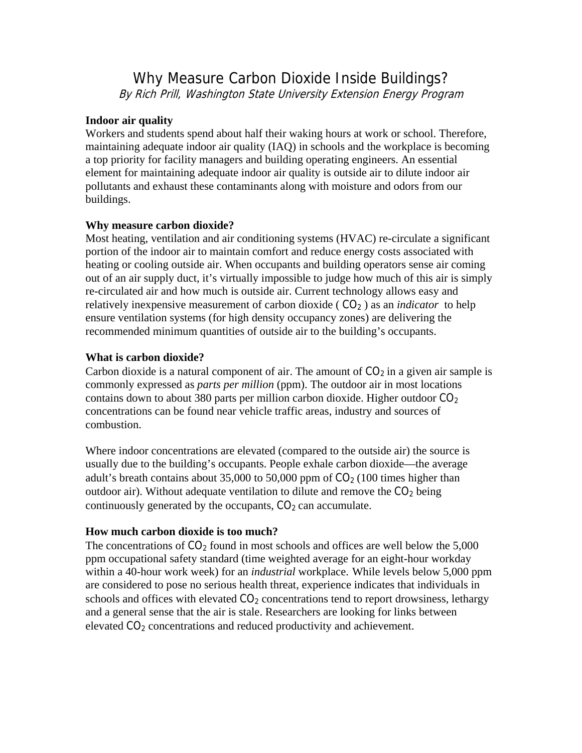# Why Measure Carbon Dioxide Inside Buildings?

*By Rich Prill, Washington State University Extension Energy Program*

**Indoor air quality**

Workers and students spend about half their waking hours at work or school. Therefore, maintaining adequate indoor air quality (IAQ) in schools and the workplace is becoming a top priority for facility managers and building operating engineers. An essential element for maintaining adequate indoor air quality is outside air to dilute indoor air pollutants and exhaust these contaminants along with moisture and odors from our buildings.

**Why measure carbon dioxide?**

Most heating, ventilation and air conditioning systems (HVAC) re-circulate a significant portion of the indoor air to maintain comfort and reduce energy costs associated with heating or cooling outside air. When occupants and building operators sense air coming out of an air supply duct, it's virtually impossible to judge how much of this air is simply re-circulated air and how much is outside air. Current technology allows easy and relatively inexpensive measurement of carbon dioxide ( $CO_2$ ) as an *indicator* to help ensure ventilation systems (for high density occupancy zones) are delivering the recommended minimum quantities of outside air to the building's occupants.

**What is carbon dioxide?**

Carbon dioxide is a natural component of air. The amount of $CO_2$ in a given air sample is commonly expressed as *parts per million* (ppm). The outdoor air in most locations contains down to about 380 parts per million carbon dioxide. Higher outdoor $CO_2$ concentrations can be found near vehicle traffic areas, industry and sources of combustion.

Where indoor concentrations are elevated (compared to the outside air) the source is usually due to the building's occupants. People exhale carbon dioxide—the average adult's breath contains about 35,000 to 50,000 ppm of $CO_2$ (100 times higher than outdoor air). Without adequate ventilation to dilute and remove the $CO_2$ being continuously generated by the occupants, $CO_2$ can accumulate.

**How much carbon dioxide is too much?**

The concentrations of $CO_2$ found in most schools and offices are well below the 5,000 ppm occupational safety standard (time weighted average for an eight-hour workday within a 40-hour work week) for an *industrial* workplace. While levels below 5,000 ppm are considered to pose no serious health threat, experience indicates that individuals in schools and offices with elevated $CO_2$ concentrations tend to report drowsiness, lethargy and a general sense that the air is stale. Researchers are looking for links between elevated $CO_2$ concentrations and reduced productivity and achievement.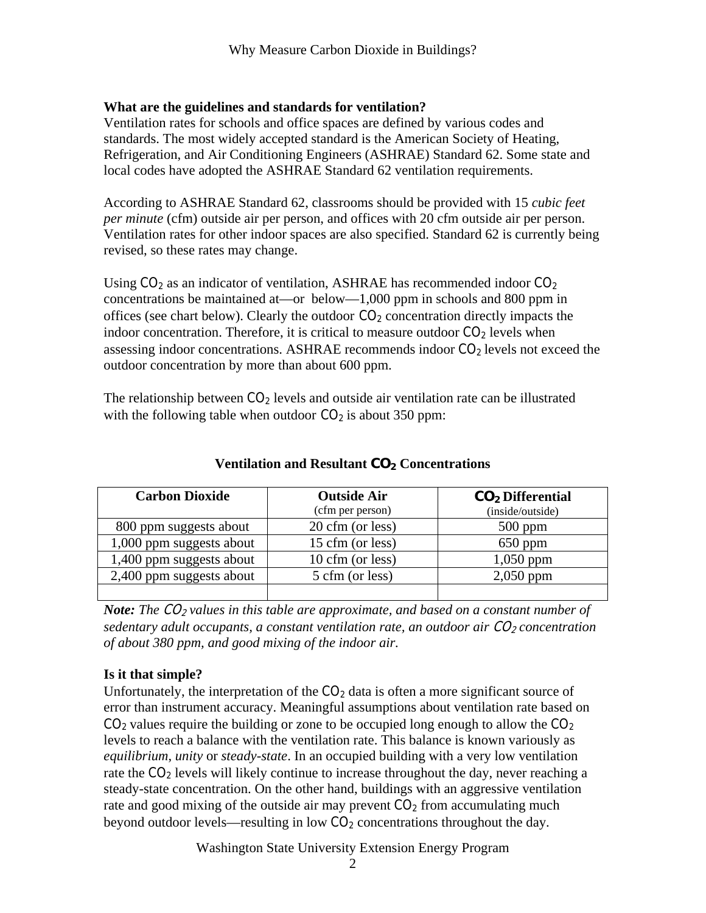### What are the guidelines and standards for ventilation?

Ventilation rates for schools and office spaces are defined by various codes and standards. The most widely accepted standard is the American Society of Heating, Refrigeration, and Air Conditioning Engineers (ASHRAE) Standard 62. Some state and local codes have adopted the ASHRAE Standard 62 ventilation requirements.

According to ASHRAE Standard 62, classrooms should be provided with 15 *cubic feet per minute* (cfm) outside air per person, and offices with 20 cfm outside air per person. Ventilation rates for other indoor spaces are also specified. Standard 62 is currently being revised, so these rates may change.

Using $CO_2$ as an indicator of ventilation, ASHRAE has recommended indoor $CO_2$ concentrations be maintained at—or below—1,000 ppm in schools and 800 ppm in offices (see chart below). Clearly the outdoor $CO_2$ concentration directly impacts the indoor concentration. Therefore, it is critical to measure outdoor $CO_2$ levels when assessing indoor concentrations. ASHRAE recommends indoor $CO_2$ levels not exceed the outdoor concentration by more than about 600 ppm.

The relationship between $CO_2$ levels and outside air ventilation rate can be illustrated with the following table when outdoor $CO_2$ is about 350 ppm:

**Ventilation and Resultant $CO_2$ Concentrations**

| Carbon Dioxide | Outside Air (cfm per person) | $CO_2$ Differential (inside/outside) |
|---|---|---|
| 800 ppm suggests about | 20 cfm (or less) | 500 ppm |
| 1,000 ppm suggests about | 15 cfm (or less) | 650 ppm |
| 1,400 ppm suggests about | 10 cfm (or less) | 1,050 ppm |
| 2,400 ppm suggests about | 5 cfm (or less) | 2,050 ppm |
| | | |

***Note:*** *The $CO_2$ values in this table are approximate, and based on a constant number of sedentary adult occupants, a constant ventilation rate, an outdoor air $CO_2$ concentration of about 380 ppm, and good mixing of the indoor air.*

### Is it that simple?

Unfortunately, the interpretation of the $CO_2$ data is often a more significant source of error than instrument accuracy. Meaningful assumptions about ventilation rate based on $CO_2$ values require the building or zone to be occupied long enough to allow the $CO_2$ levels to reach a balance with the ventilation rate. This balance is known variously as *equilibrium*, *unity* or *steady-state*. In an occupied building with a very low ventilation rate the $CO_2$ levels will likely continue to increase throughout the day, never reaching a steady-state concentration. On the other hand, buildings with an aggressive ventilation rate and good mixing of the outside air may prevent $CO_2$ from accumulating much beyond outdoor levels—resulting in low $CO_2$ concentrations throughout the day.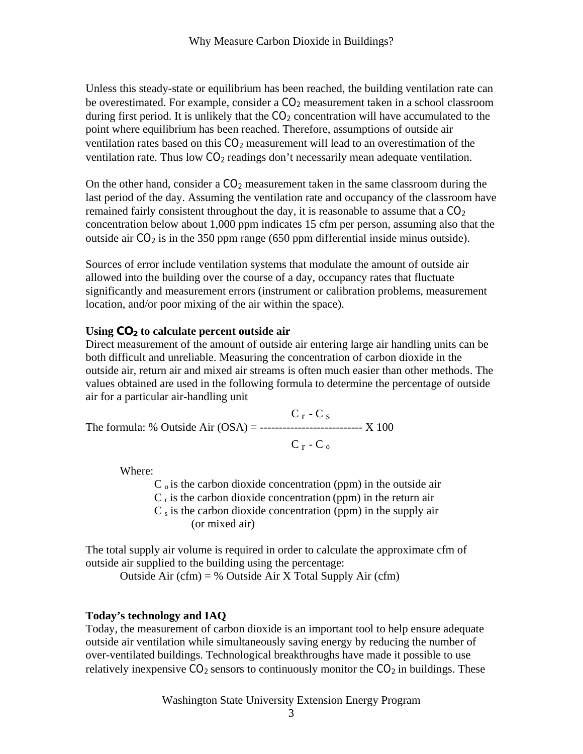Unless this steady-state or equilibrium has been reached, the building ventilation rate can be overestimated. For example, consider a $CO_2$ measurement taken in a school classroom during first period. It is unlikely that the $CO_2$ concentration will have accumulated to the point where equilibrium has been reached. Therefore, assumptions of outside air ventilation rates based on this $CO_2$ measurement will lead to an overestimation of the ventilation rate. Thus low $CO_2$ readings don't necessarily mean adequate ventilation.

On the other hand, consider a $CO_2$ measurement taken in the same classroom during the last period of the day. Assuming the ventilation rate and occupancy of the classroom have remained fairly consistent throughout the day, it is reasonable to assume that a $CO_2$ concentration below about 1,000 ppm indicates 15 cfm per person, assuming also that the outside air $CO_2$ is in the 350 ppm range (650 ppm differential inside minus outside).

Sources of error include ventilation systems that modulate the amount of outside air allowed into the building over the course of a day, occupancy rates that fluctuate significantly and measurement errors (instrument or calibration problems, measurement location, and/or poor mixing of the air within the space).

**Using $CO_2$ to calculate percent outside air**

Direct measurement of the amount of outside air entering large air handling units can be both difficult and unreliable. Measuring the concentration of carbon dioxide in the outside air, return air and mixed air streams is often much easier than other methods. The values obtained are used in the following formula to determine the percentage of outside air for a particular air-handling unit

The formula:

$$\%\ \text{Outside Air (OSA)} = \frac{C_r - C_s}{C_r - C_o} \times 100$$

Where:

- $C_o$ is the carbon dioxide concentration (ppm) in the outside air
- $C_r$ is the carbon dioxide concentration (ppm) in the return air
- $C_s$ is the carbon dioxide concentration (ppm) in the supply air (or mixed air)

The total supply air volume is required in order to calculate the approximate cfm of outside air supplied to the building using the percentage:

Outside Air (cfm) = % Outside Air X Total Supply Air (cfm)

**Today's technology and IAQ**

Today, the measurement of carbon dioxide is an important tool to help ensure adequate outside air ventilation while simultaneously saving energy by reducing the number of over-ventilated buildings. Technological breakthroughs have made it possible to use relatively inexpensive $CO_2$ sensors to continuously monitor the $CO_2$ in buildings. These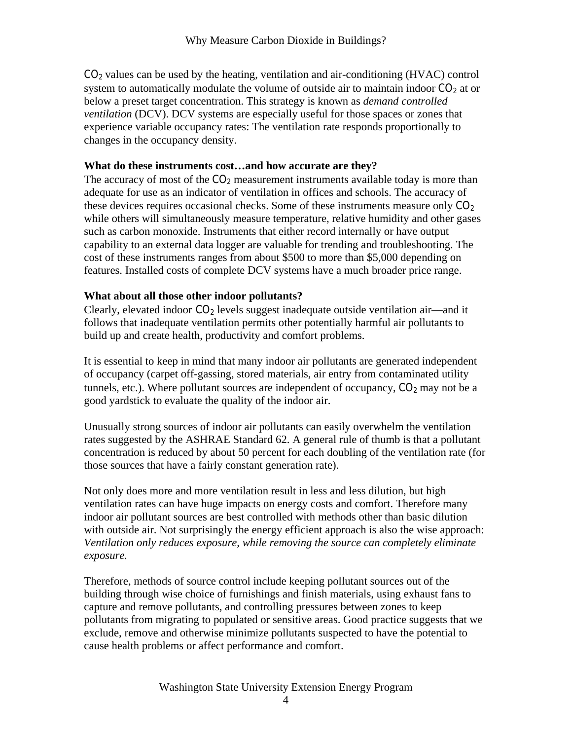$CO_2$ values can be used by the heating, ventilation and air-conditioning (HVAC) control system to automatically modulate the volume of outside air to maintain indoor $CO_2$ at or below a preset target concentration. This strategy is known as *demand controlled ventilation* (DCV). DCV systems are especially useful for those spaces or zones that experience variable occupancy rates: The ventilation rate responds proportionally to changes in the occupancy density.

**What do these instruments cost…and how accurate are they?**

The accuracy of most of the $CO_2$ measurement instruments available today is more than adequate for use as an indicator of ventilation in offices and schools. The accuracy of these devices requires occasional checks. Some of these instruments measure only $CO_2$ while others will simultaneously measure temperature, relative humidity and other gases such as carbon monoxide. Instruments that either record internally or have output capability to an external data logger are valuable for trending and troubleshooting. The cost of these instruments ranges from about $500 to more than $5,000 depending on features. Installed costs of complete DCV systems have a much broader price range.

**What about all those other indoor pollutants?**

Clearly, elevated indoor $CO_2$ levels suggest inadequate outside ventilation air—and it follows that inadequate ventilation permits other potentially harmful air pollutants to build up and create health, productivity and comfort problems.

It is essential to keep in mind that many indoor air pollutants are generated independent of occupancy (carpet off-gassing, stored materials, air entry from contaminated utility tunnels, etc.). Where pollutant sources are independent of occupancy, $CO_2$ may not be a good yardstick to evaluate the quality of the indoor air.

Unusually strong sources of indoor air pollutants can easily overwhelm the ventilation rates suggested by the ASHRAE Standard 62. A general rule of thumb is that a pollutant concentration is reduced by about 50 percent for each doubling of the ventilation rate (for those sources that have a fairly constant generation rate).

Not only does more and more ventilation result in less and less dilution, but high ventilation rates can have huge impacts on energy costs and comfort. Therefore many indoor air pollutant sources are best controlled with methods other than basic dilution with outside air. Not surprisingly the energy efficient approach is also the wise approach: *Ventilation only reduces exposure, while removing the source can completely eliminate exposure.*

Therefore, methods of source control include keeping pollutant sources out of the building through wise choice of furnishings and finish materials, using exhaust fans to capture and remove pollutants, and controlling pressures between zones to keep pollutants from migrating to populated or sensitive areas. Good practice suggests that we exclude, remove and otherwise minimize pollutants suspected to have the potential to cause health problems or affect performance and comfort.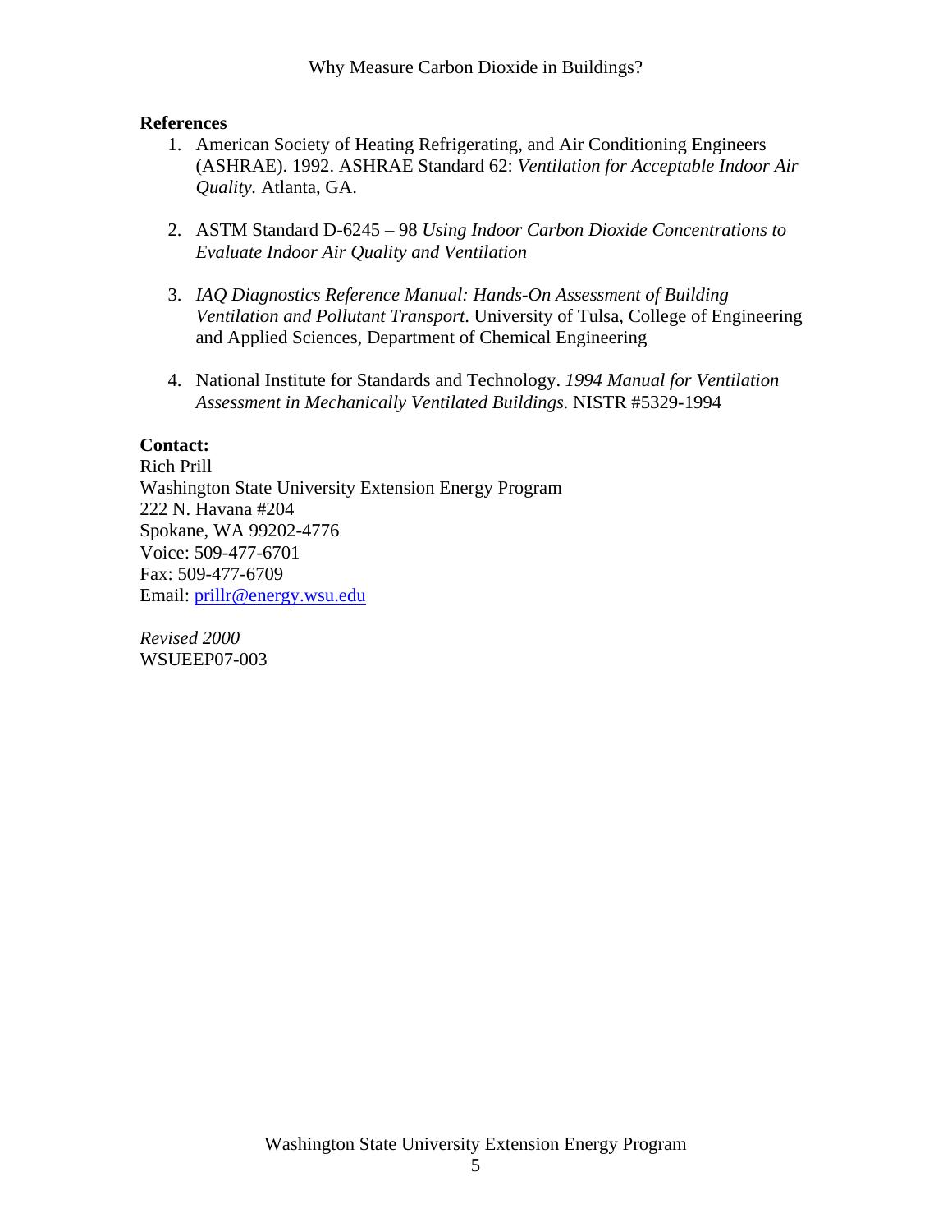**References**

1. American Society of Heating Refrigerating, and Air Conditioning Engineers (ASHRAE). 1992. ASHRAE Standard 62: *Ventilation for Acceptable Indoor Air Quality.* Atlanta, GA.

2. ASTM Standard D-6245 – 98 *Using Indoor Carbon Dioxide Concentrations to Evaluate Indoor Air Quality and Ventilation*

3. *IAQ Diagnostics Reference Manual: Hands-On Assessment of Building Ventilation and Pollutant Transport*. University of Tulsa, College of Engineering and Applied Sciences, Department of Chemical Engineering

4. National Institute for Standards and Technology. *1994 Manual for Ventilation Assessment in Mechanically Ventilated Buildings.* NISTR #5329-1994

**Contact:**
Rich Prill
Washington State University Extension Energy Program
222 N. Havana #204
Spokane, WA 99202-4776
Voice: 509-477-6701
Fax: 509-477-6709
Email: prillr@energy.wsu.edu

*Revised 2000*
WSUEEP07-003